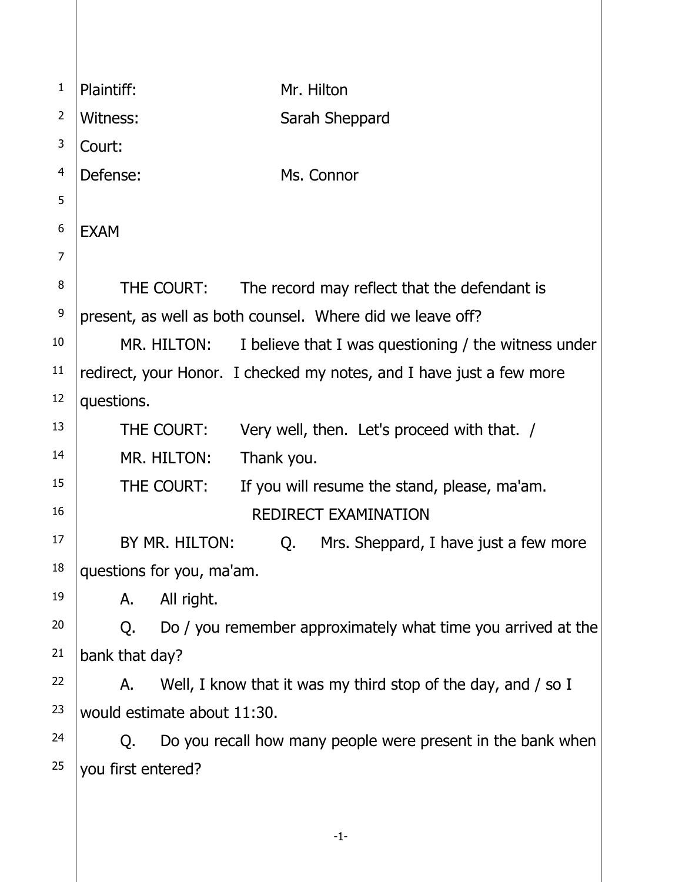Plaintiff: Mr. Hilton
Witness: Sarah Sheppard
Court:
Defense: Ms. Connor

EXAM

THE COURT: The record may reflect that the defendant is present, as well as both counsel. Where did we leave off?

MR. HILTON: I believe that I was questioning / the witness under redirect, your Honor. I checked my notes, and I have just a few more questions.

THE COURT: Very well, then. Let's proceed with that. /

MR. HILTON: Thank you.

THE COURT: If you will resume the stand, please, ma'am.

REDIRECT EXAMINATION

BY MR. HILTON: Q. Mrs. Sheppard, I have just a few more questions for you, ma'am.

A. All right.

Q. Do / you remember approximately what time you arrived at the bank that day?

A. Well, I know that it was my third stop of the day, and / so I would estimate about 11:30.

Q. Do you recall how many people were present in the bank when you first entered?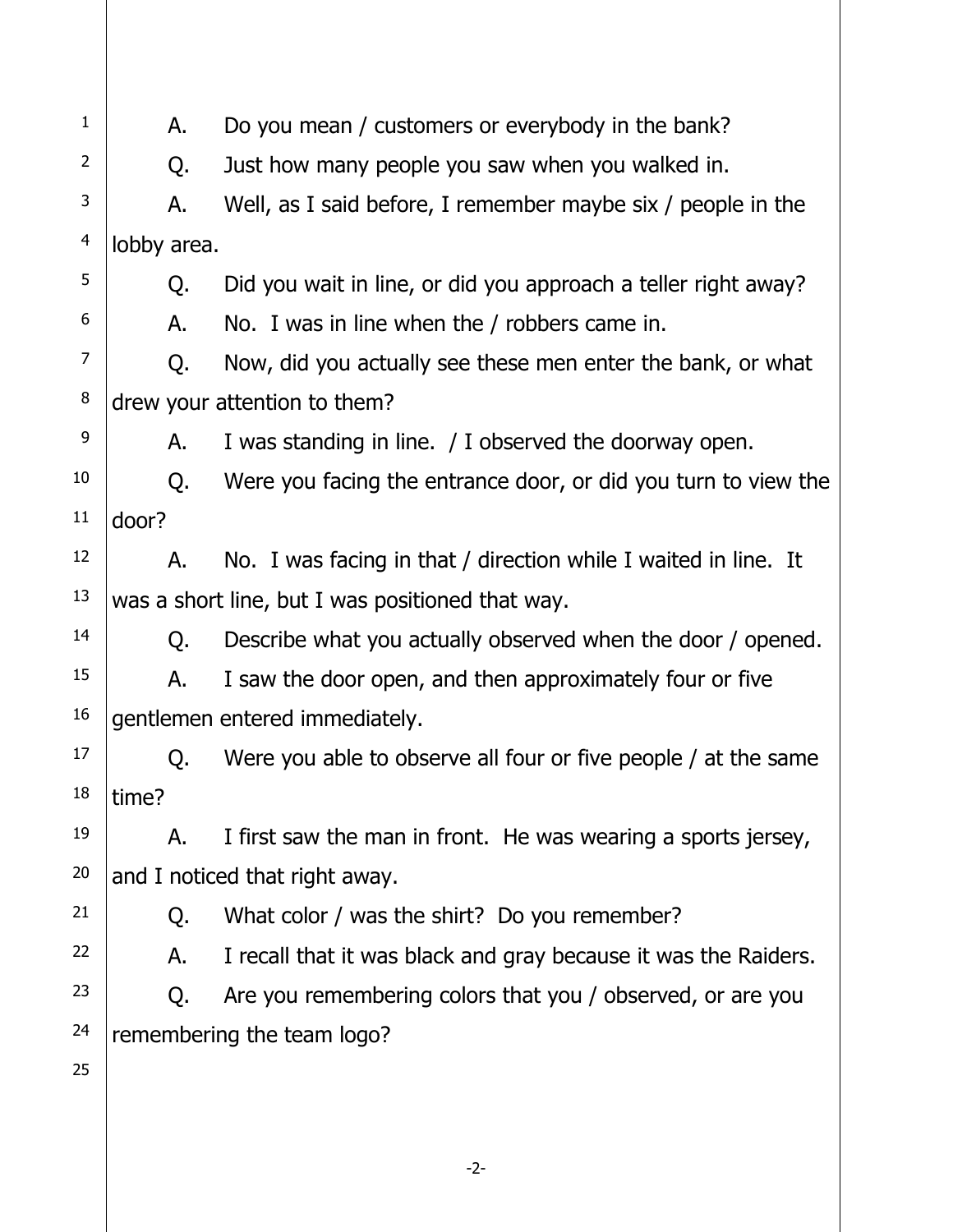A. Do you mean / customers or everybody in the bank?

Q. Just how many people you saw when you walked in.

A. Well, as I said before, I remember maybe six / people in the lobby area.

Q. Did you wait in line, or did you approach a teller right away?

A. No. I was in line when the / robbers came in.

Q. Now, did you actually see these men enter the bank, or what drew your attention to them?

A. I was standing in line. / I observed the doorway open.

Q. Were you facing the entrance door, or did you turn to view the door?

A. No. I was facing in that / direction while I waited in line. It was a short line, but I was positioned that way.

Q. Describe what you actually observed when the door / opened.

A. I saw the door open, and then approximately four or five gentlemen entered immediately.

Q. Were you able to observe all four or five people / at the same time?

A. I first saw the man in front. He was wearing a sports jersey, and I noticed that right away.

Q. What color / was the shirt? Do you remember?

A. I recall that it was black and gray because it was the Raiders.

Q. Are you remembering colors that you / observed, or are you remembering the team logo?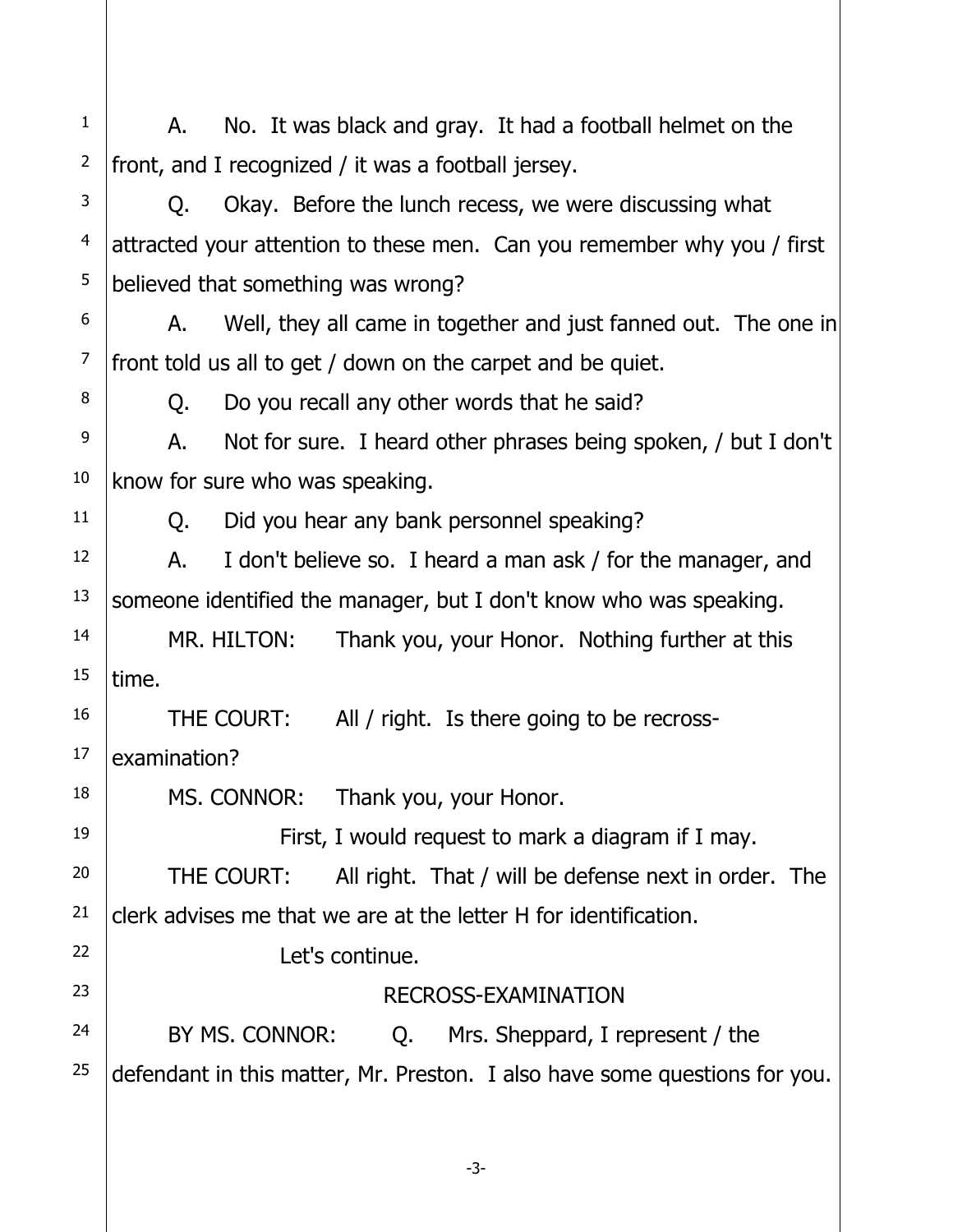1 A. No. It was black and gray. It had a football helmet on the

2 front, and I recognized / it was a football jersey.

3 Q. Okay. Before the lunch recess, we were discussing what

4 attracted your attention to these men. Can you remember why you / first

5 believed that something was wrong?

6 A. Well, they all came in together and just fanned out. The one in

7 front told us all to get / down on the carpet and be quiet.

8 Q. Do you recall any other words that he said?

9 A. Not for sure. I heard other phrases being spoken, / but I don't

10 know for sure who was speaking.

11 Q. Did you hear any bank personnel speaking?

12 A. I don't believe so. I heard a man ask / for the manager, and

13 someone identified the manager, but I don't know who was speaking.

14 MR. HILTON: Thank you, your Honor. Nothing further at this

15 time.

16 THE COURT: All / right. Is there going to be recross-

17 examination?

18 MS. CONNOR: Thank you, your Honor.

19 First, I would request to mark a diagram if I may.

20 THE COURT: All right. That / will be defense next in order. The

21 clerk advises me that we are at the letter H for identification.

22 Let's continue.

23 RECROSS-EXAMINATION

24 BY MS. CONNOR: Q. Mrs. Sheppard, I represent / the

25 defendant in this matter, Mr. Preston. I also have some questions for you.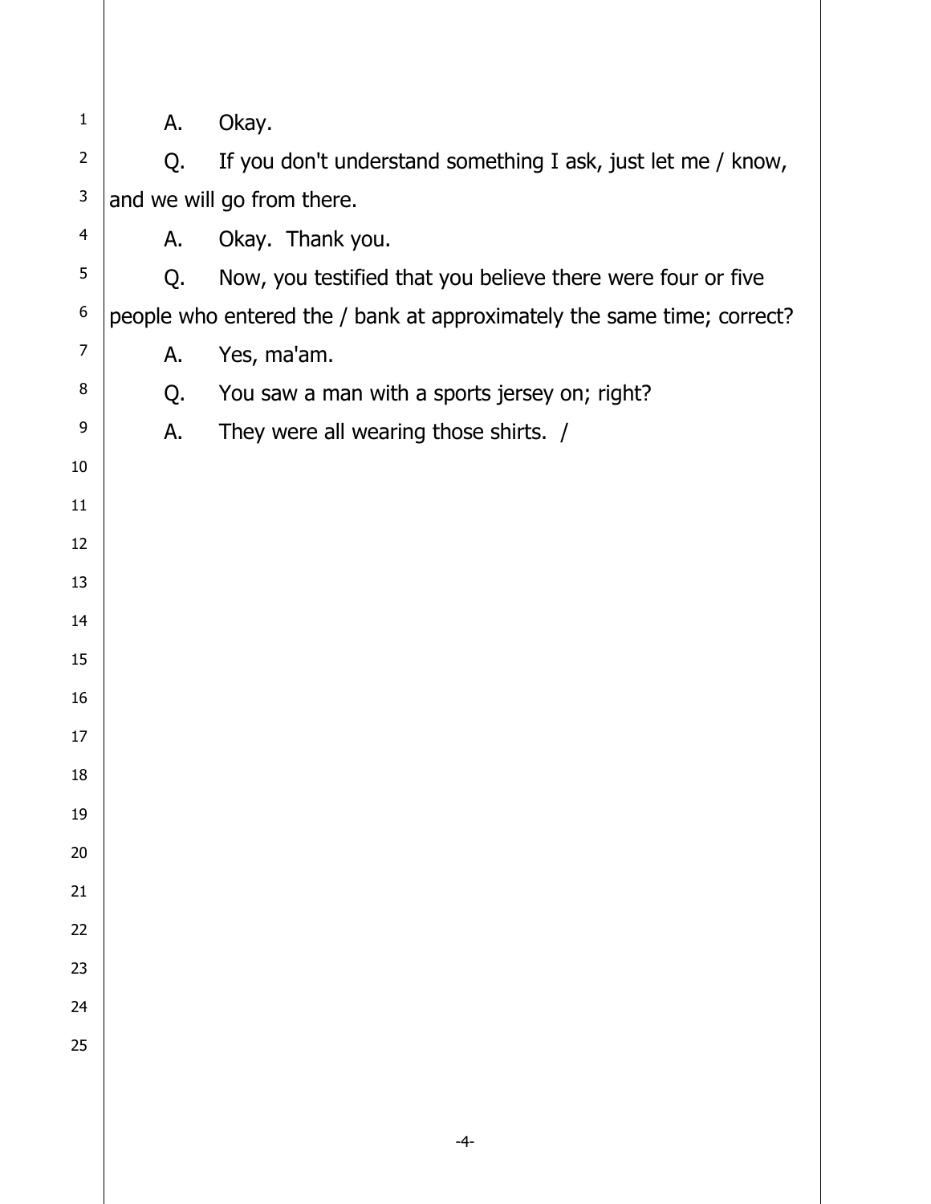A. Okay.

Q. If you don't understand something I ask, just let me / know, and we will go from there.

A. Okay. Thank you.

Q. Now, you testified that you believe there were four or five people who entered the / bank at approximately the same time; correct?

A. Yes, ma'am.

Q. You saw a man with a sports jersey on; right?

A. They were all wearing those shirts. /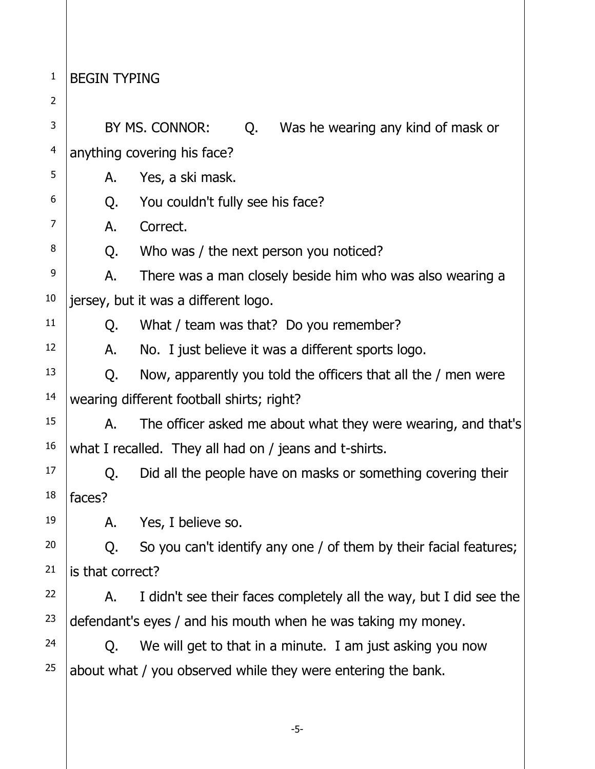BEGIN TYPING

BY MS. CONNOR: Q. Was he wearing any kind of mask or anything covering his face?

A. Yes, a ski mask.

Q. You couldn't fully see his face?

A. Correct.

Q. Who was / the next person you noticed?

A. There was a man closely beside him who was also wearing a jersey, but it was a different logo.

Q. What / team was that? Do you remember?

A. No. I just believe it was a different sports logo.

Q. Now, apparently you told the officers that all the / men were wearing different football shirts; right?

A. The officer asked me about what they were wearing, and that's what I recalled. They all had on / jeans and t-shirts.

Q. Did all the people have on masks or something covering their faces?

A. Yes, I believe so.

Q. So you can't identify any one / of them by their facial features; is that correct?

A. I didn't see their faces completely all the way, but I did see the defendant's eyes / and his mouth when he was taking my money.

Q. We will get to that in a minute. I am just asking you now about what / you observed while they were entering the bank.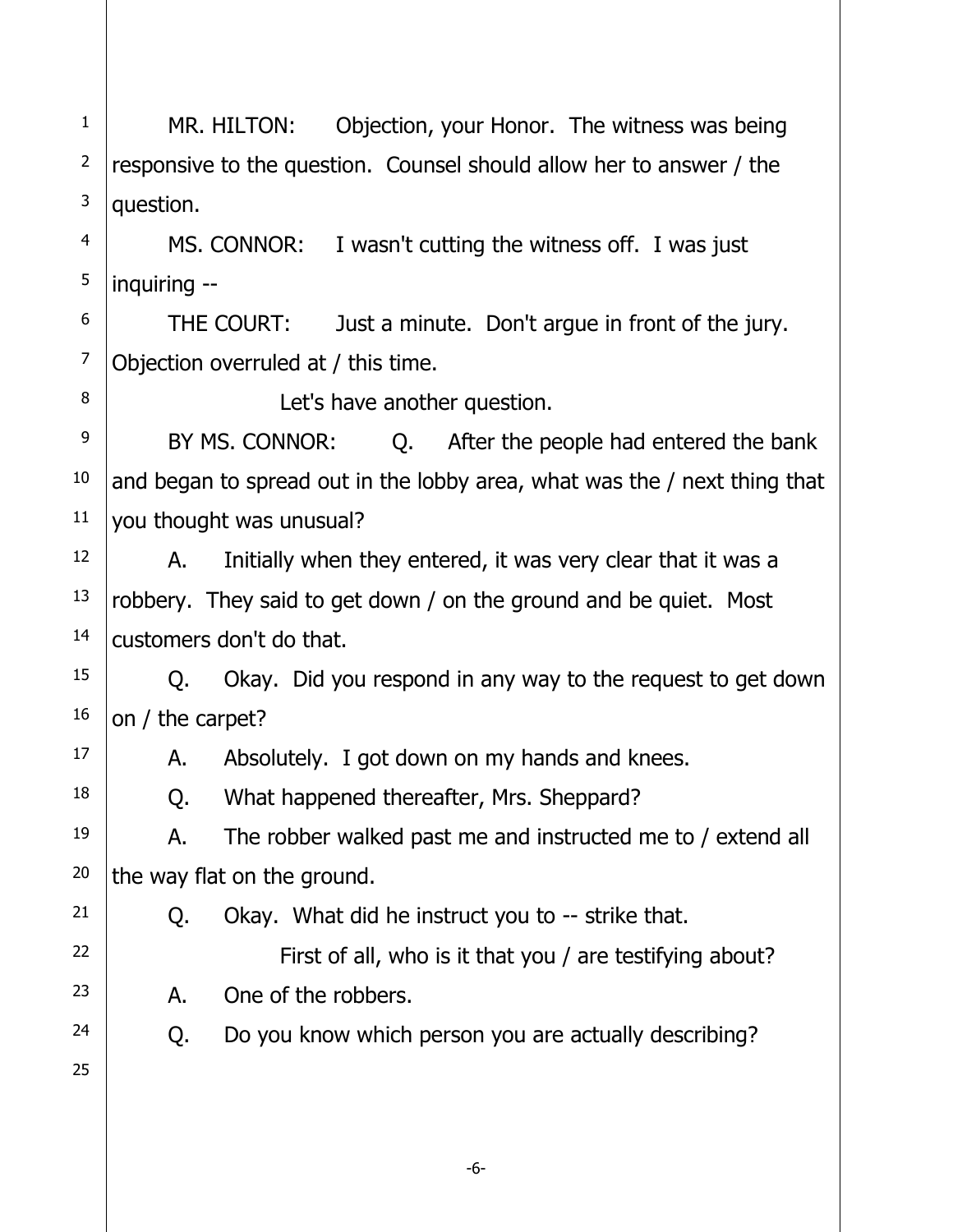MR. HILTON: Objection, your Honor. The witness was being responsive to the question. Counsel should allow her to answer / the question.

MS. CONNOR: I wasn't cutting the witness off. I was just inquiring --

THE COURT: Just a minute. Don't argue in front of the jury. Objection overruled at / this time.

Let's have another question.

BY MS. CONNOR: Q. After the people had entered the bank and began to spread out in the lobby area, what was the / next thing that you thought was unusual?

A. Initially when they entered, it was very clear that it was a robbery. They said to get down / on the ground and be quiet. Most customers don't do that.

Q. Okay. Did you respond in any way to the request to get down on / the carpet?

A. Absolutely. I got down on my hands and knees.

Q. What happened thereafter, Mrs. Sheppard?

A. The robber walked past me and instructed me to / extend all the way flat on the ground.

Q. Okay. What did he instruct you to -- strike that.

First of all, who is it that you / are testifying about?

A. One of the robbers.

Q. Do you know which person you are actually describing?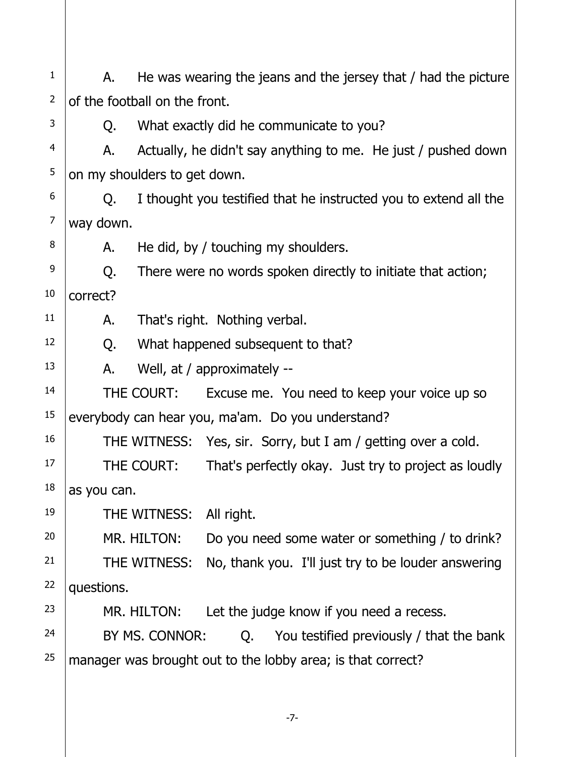A. He was wearing the jeans and the jersey that / had the picture of the football on the front.

Q. What exactly did he communicate to you?

A. Actually, he didn't say anything to me. He just / pushed down on my shoulders to get down.

Q. I thought you testified that he instructed you to extend all the way down.

A. He did, by / touching my shoulders.

Q. There were no words spoken directly to initiate that action; correct?

A. That's right. Nothing verbal.

Q. What happened subsequent to that?

A. Well, at / approximately --

THE COURT: Excuse me. You need to keep your voice up so everybody can hear you, ma'am. Do you understand?

THE WITNESS: Yes, sir. Sorry, but I am / getting over a cold.

THE COURT: That's perfectly okay. Just try to project as loudly as you can.

THE WITNESS: All right.

MR. HILTON: Do you need some water or something / to drink?

THE WITNESS: No, thank you. I'll just try to be louder answering questions.

MR. HILTON: Let the judge know if you need a recess.

BY MS. CONNOR: Q. You testified previously / that the bank manager was brought out to the lobby area; is that correct?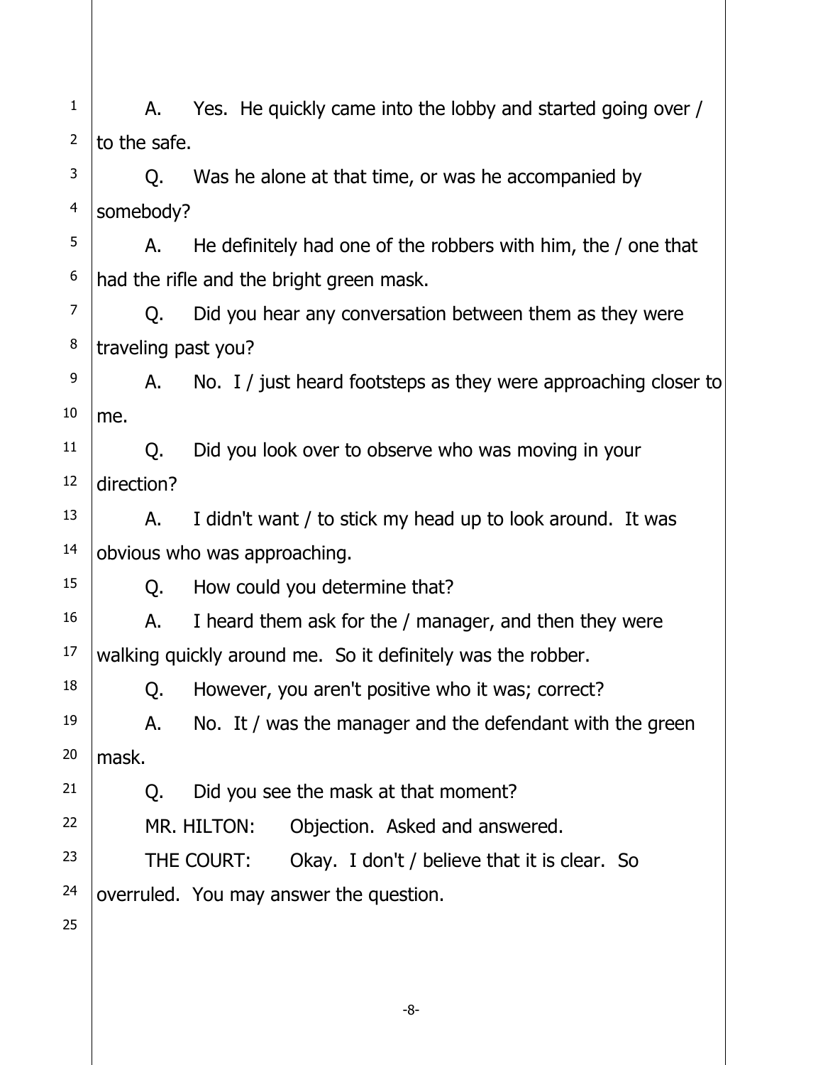A. Yes. He quickly came into the lobby and started going over / to the safe.

Q. Was he alone at that time, or was he accompanied by somebody?

A. He definitely had one of the robbers with him, the / one that had the rifle and the bright green mask.

Q. Did you hear any conversation between them as they were traveling past you?

A. No. I / just heard footsteps as they were approaching closer to me.

Q. Did you look over to observe who was moving in your direction?

A. I didn't want / to stick my head up to look around. It was obvious who was approaching.

Q. How could you determine that?

A. I heard them ask for the / manager, and then they were walking quickly around me. So it definitely was the robber.

Q. However, you aren't positive who it was; correct?

A. No. It / was the manager and the defendant with the green mask.

Q. Did you see the mask at that moment?

MR. HILTON: Objection. Asked and answered.

THE COURT: Okay. I don't / believe that it is clear. So overruled. You may answer the question.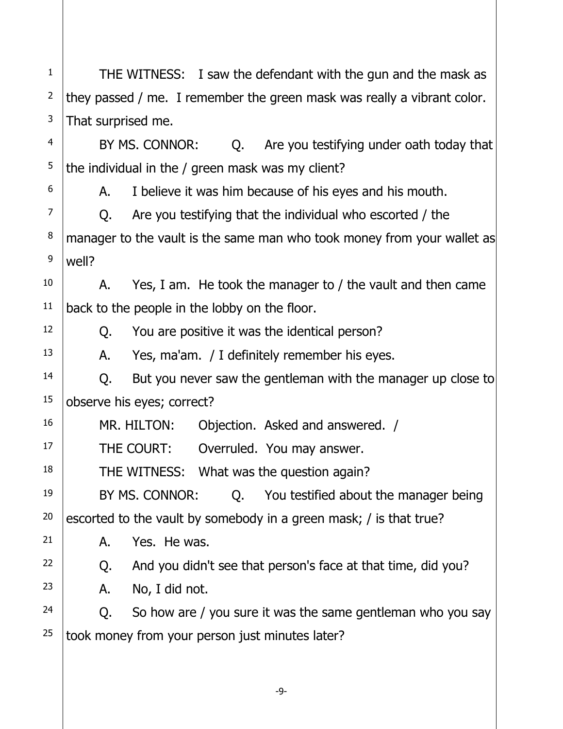THE WITNESS: I saw the defendant with the gun and the mask as they passed / me. I remember the green mask was really a vibrant color. That surprised me.

BY MS. CONNOR: Q. Are you testifying under oath today that the individual in the / green mask was my client?

A. I believe it was him because of his eyes and his mouth.

Q. Are you testifying that the individual who escorted / the manager to the vault is the same man who took money from your wallet as well?

A. Yes, I am. He took the manager to / the vault and then came back to the people in the lobby on the floor.

Q. You are positive it was the identical person?

A. Yes, ma'am. / I definitely remember his eyes.

Q. But you never saw the gentleman with the manager up close to observe his eyes; correct?

MR. HILTON: Objection. Asked and answered. /

THE COURT: Overruled. You may answer.

THE WITNESS: What was the question again?

BY MS. CONNOR: Q. You testified about the manager being escorted to the vault by somebody in a green mask; / is that true?

A. Yes. He was.

Q. And you didn't see that person's face at that time, did you?

A. No, I did not.

Q. So how are / you sure it was the same gentleman who you say took money from your person just minutes later?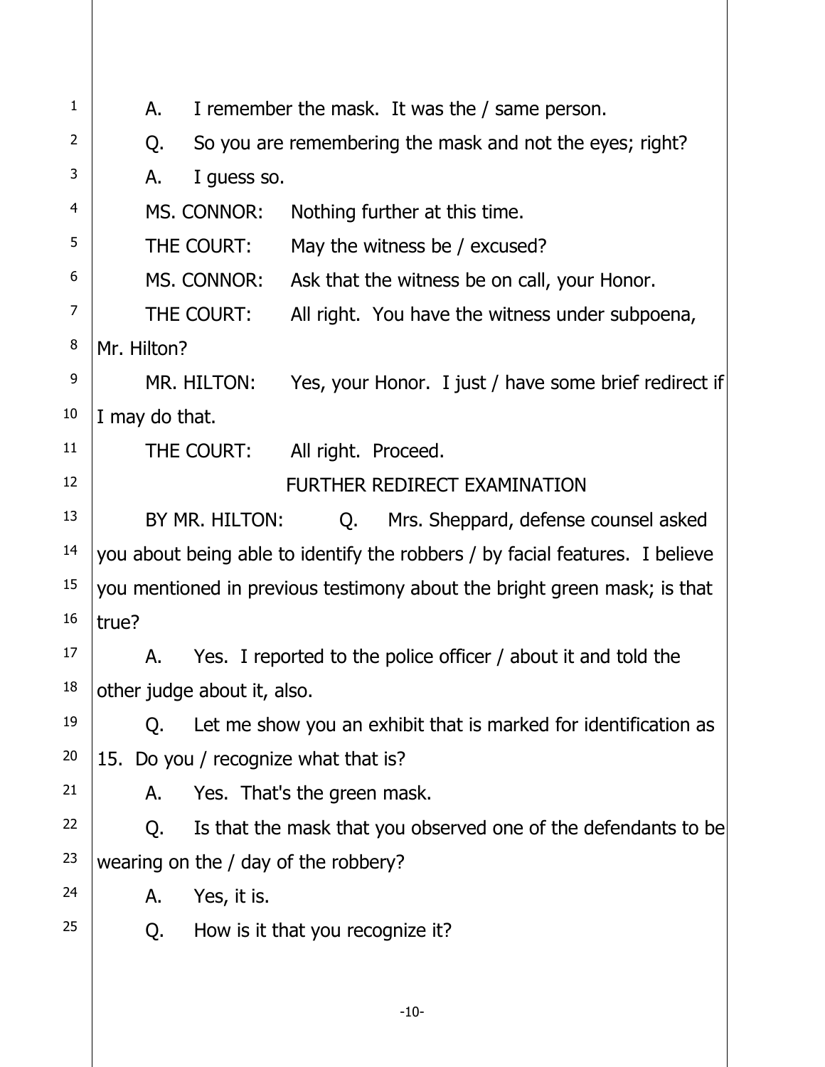A. I remember the mask. It was the / same person.

Q. So you are remembering the mask and not the eyes; right?

A. I guess so.

MS. CONNOR: Nothing further at this time.

THE COURT: May the witness be / excused?

MS. CONNOR: Ask that the witness be on call, your Honor.

THE COURT: All right. You have the witness under subpoena, Mr. Hilton?

MR. HILTON: Yes, your Honor. I just / have some brief redirect if I may do that.

THE COURT: All right. Proceed.

FURTHER REDIRECT EXAMINATION

BY MR. HILTON: Q. Mrs. Sheppard, defense counsel asked you about being able to identify the robbers / by facial features. I believe you mentioned in previous testimony about the bright green mask; is that true?

A. Yes. I reported to the police officer / about it and told the other judge about it, also.

Q. Let me show you an exhibit that is marked for identification as 15. Do you / recognize what that is?

A. Yes. That's the green mask.

Q. Is that the mask that you observed one of the defendants to be wearing on the / day of the robbery?

A. Yes, it is.

Q. How is it that you recognize it?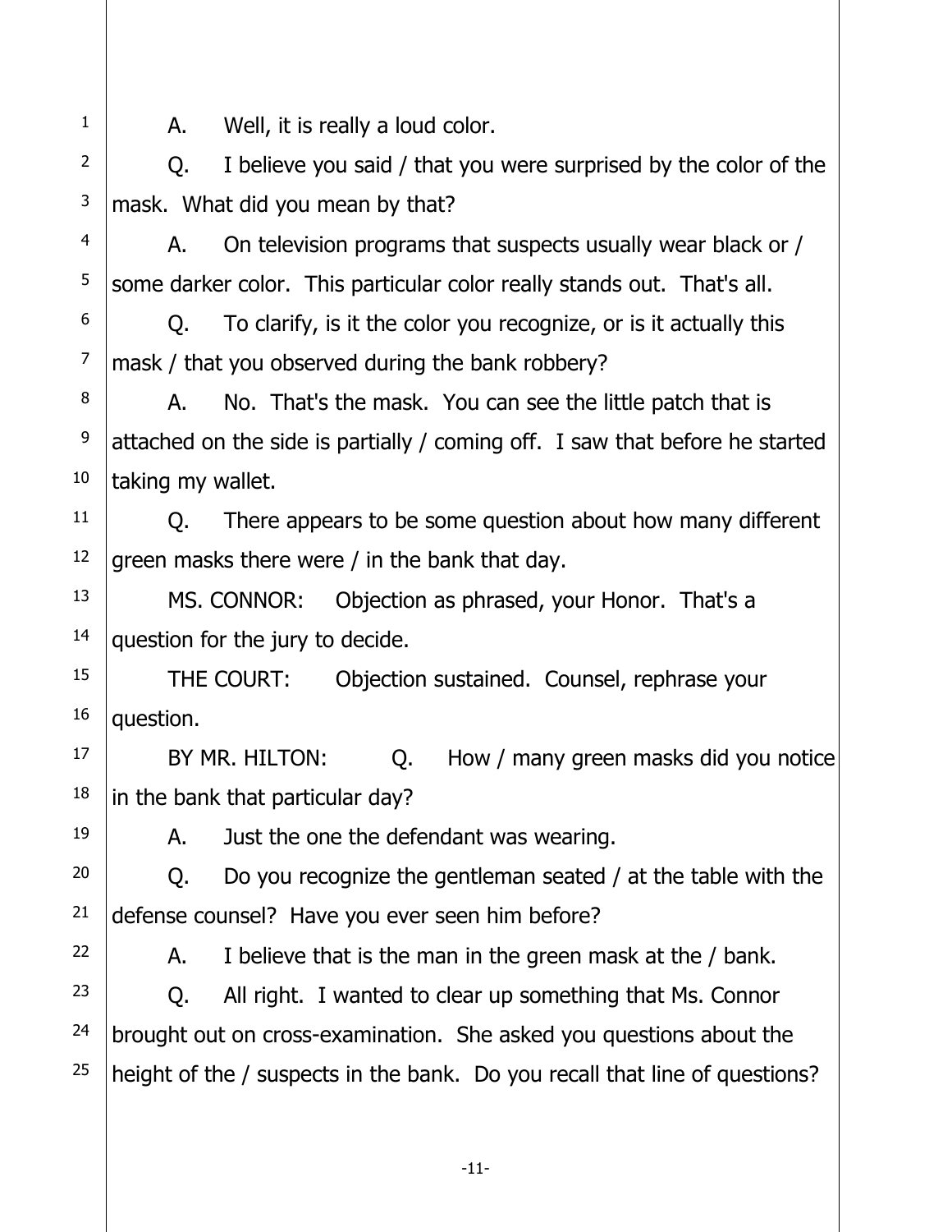A. Well, it is really a loud color.

Q. I believe you said / that you were surprised by the color of the mask. What did you mean by that?

A. On television programs that suspects usually wear black or / some darker color. This particular color really stands out. That's all.

Q. To clarify, is it the color you recognize, or is it actually this mask / that you observed during the bank robbery?

A. No. That's the mask. You can see the little patch that is attached on the side is partially / coming off. I saw that before he started taking my wallet.

Q. There appears to be some question about how many different green masks there were / in the bank that day.

MS. CONNOR: Objection as phrased, your Honor. That's a question for the jury to decide.

THE COURT: Objection sustained. Counsel, rephrase your question.

BY MR. HILTON: Q. How / many green masks did you notice in the bank that particular day?

A. Just the one the defendant was wearing.

Q. Do you recognize the gentleman seated / at the table with the defense counsel? Have you ever seen him before?

A. I believe that is the man in the green mask at the / bank.

Q. All right. I wanted to clear up something that Ms. Connor brought out on cross-examination. She asked you questions about the height of the / suspects in the bank. Do you recall that line of questions?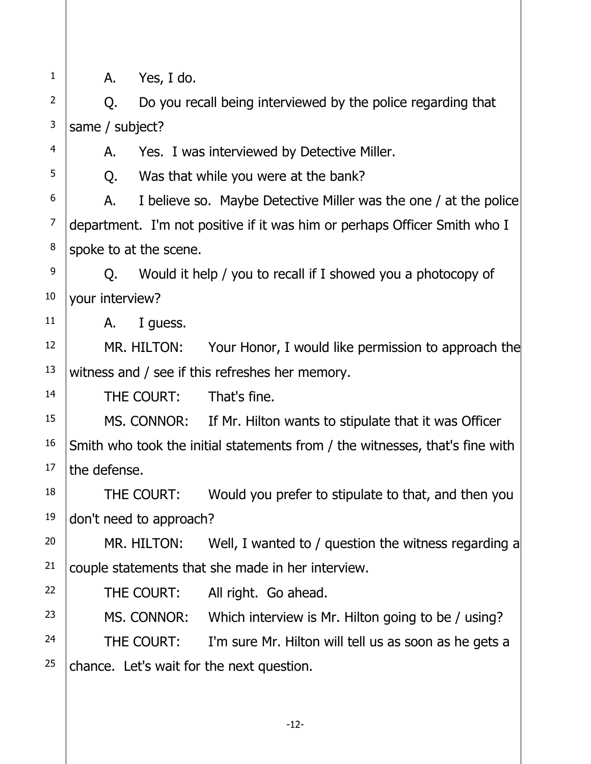A. Yes, I do.

Q. Do you recall being interviewed by the police regarding that same / subject?

A. Yes. I was interviewed by Detective Miller.

Q. Was that while you were at the bank?

A. I believe so. Maybe Detective Miller was the one / at the police department. I'm not positive if it was him or perhaps Officer Smith who I spoke to at the scene.

Q. Would it help / you to recall if I showed you a photocopy of your interview?

A. I guess.

MR. HILTON: Your Honor, I would like permission to approach the witness and / see if this refreshes her memory.

THE COURT: That's fine.

MS. CONNOR: If Mr. Hilton wants to stipulate that it was Officer Smith who took the initial statements from / the witnesses, that's fine with the defense.

THE COURT: Would you prefer to stipulate to that, and then you don't need to approach?

MR. HILTON: Well, I wanted to / question the witness regarding a couple statements that she made in her interview.

THE COURT: All right. Go ahead.

MS. CONNOR: Which interview is Mr. Hilton going to be / using?

THE COURT: I'm sure Mr. Hilton will tell us as soon as he gets a chance. Let's wait for the next question.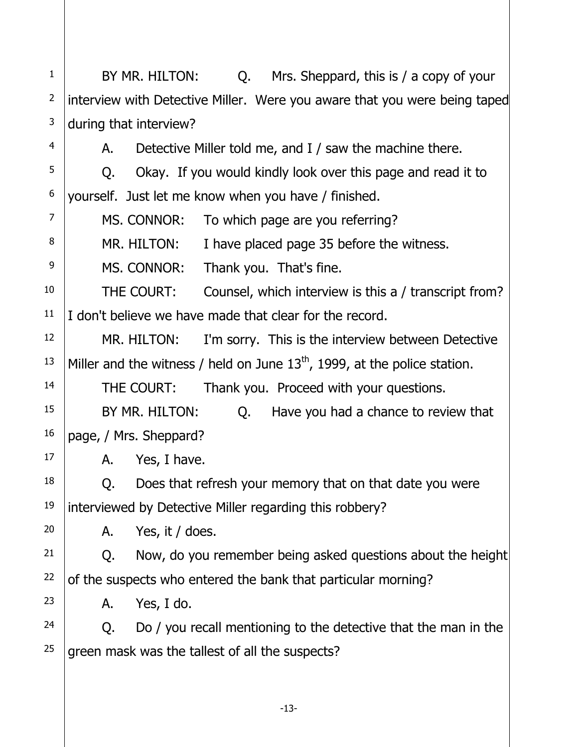BY MR. HILTON: Q. Mrs. Sheppard, this is / a copy of your interview with Detective Miller. Were you aware that you were being taped during that interview?

A. Detective Miller told me, and I / saw the machine there.

Q. Okay. If you would kindly look over this page and read it to yourself. Just let me know when you have / finished.

MS. CONNOR: To which page are you referring?

MR. HILTON: I have placed page 35 before the witness.

MS. CONNOR: Thank you. That's fine.

THE COURT: Counsel, which interview is this a / transcript from? I don't believe we have made that clear for the record.

MR. HILTON: I'm sorry. This is the interview between Detective Miller and the witness / held on June 13th, 1999, at the police station.

THE COURT: Thank you. Proceed with your questions.

BY MR. HILTON: Q. Have you had a chance to review that page, / Mrs. Sheppard?

A. Yes, I have.

Q. Does that refresh your memory that on that date you were interviewed by Detective Miller regarding this robbery?

A. Yes, it / does.

Q. Now, do you remember being asked questions about the height of the suspects who entered the bank that particular morning?

A. Yes, I do.

Q. Do / you recall mentioning to the detective that the man in the green mask was the tallest of all the suspects?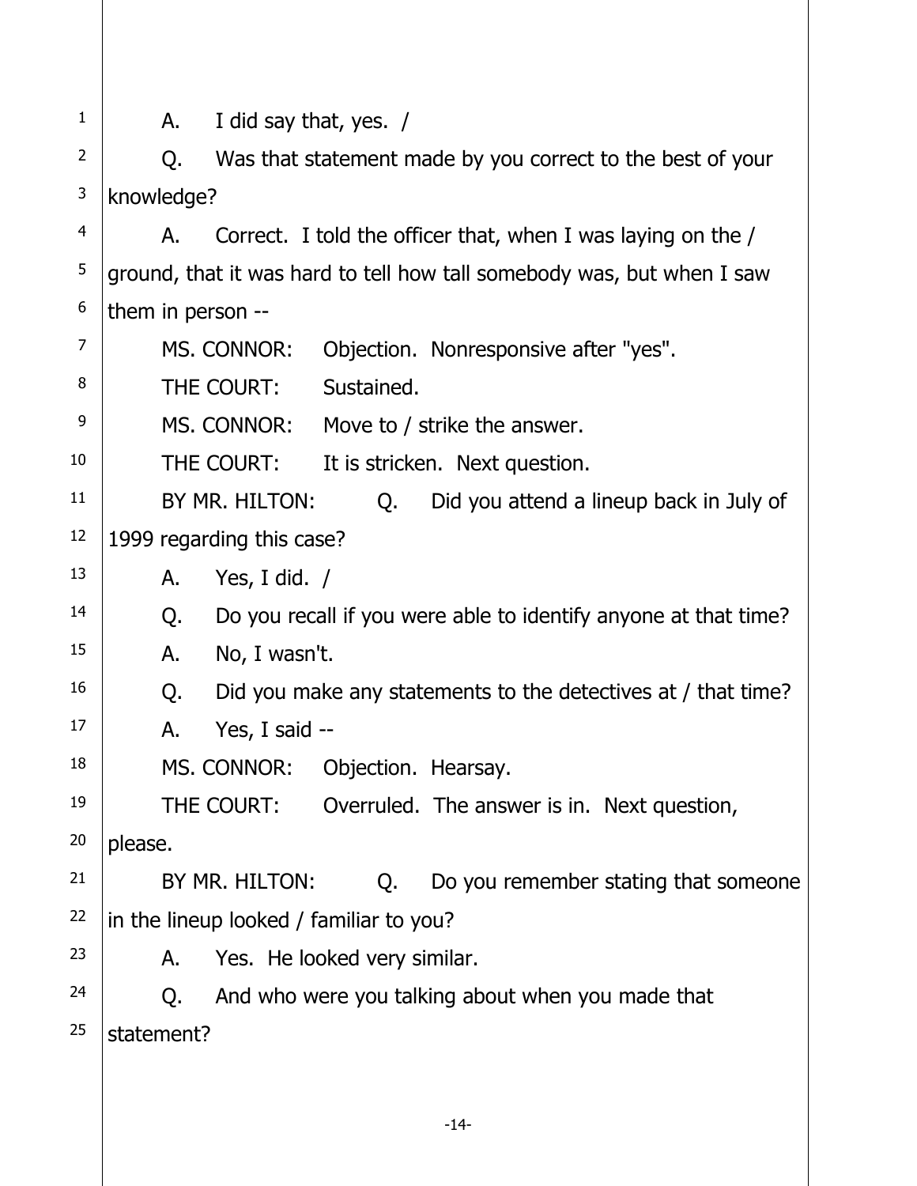A. I did say that, yes. /

Q. Was that statement made by you correct to the best of your knowledge?

A. Correct. I told the officer that, when I was laying on the / ground, that it was hard to tell how tall somebody was, but when I saw them in person --

MS. CONNOR: Objection. Nonresponsive after "yes".

THE COURT: Sustained.

MS. CONNOR: Move to / strike the answer.

THE COURT: It is stricken. Next question.

BY MR. HILTON: Q. Did you attend a lineup back in July of 1999 regarding this case?

A. Yes, I did. /

Q. Do you recall if you were able to identify anyone at that time?

A. No, I wasn't.

Q. Did you make any statements to the detectives at / that time?

A. Yes, I said --

MS. CONNOR: Objection. Hearsay.

THE COURT: Overruled. The answer is in. Next question, please.

BY MR. HILTON: Q. Do you remember stating that someone in the lineup looked / familiar to you?

A. Yes. He looked very similar.

Q. And who were you talking about when you made that statement?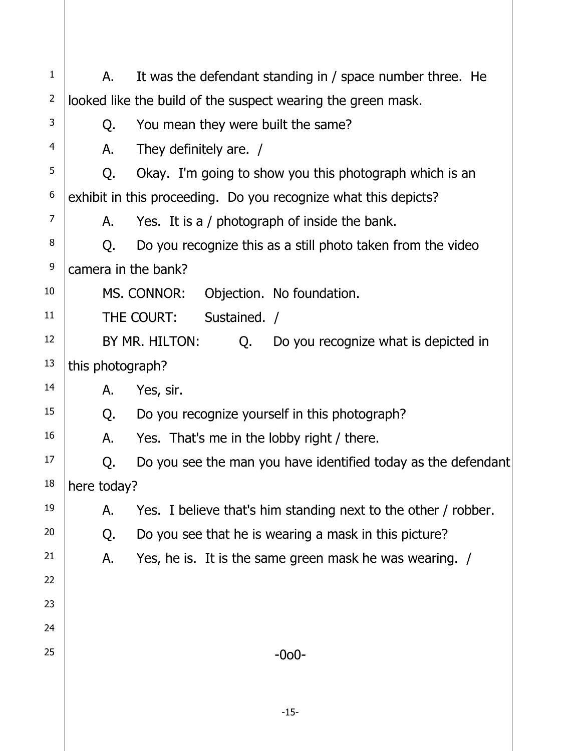A. It was the defendant standing in / space number three. He looked like the build of the suspect wearing the green mask.

Q. You mean they were built the same?

A. They definitely are. /

Q. Okay. I'm going to show you this photograph which is an exhibit in this proceeding. Do you recognize what this depicts?

A. Yes. It is a / photograph of inside the bank.

Q. Do you recognize this as a still photo taken from the video camera in the bank?

MS. CONNOR: Objection. No foundation.

THE COURT: Sustained. /

BY MR. HILTON: Q. Do you recognize what is depicted in this photograph?

A. Yes, sir.

Q. Do you recognize yourself in this photograph?

A. Yes. That's me in the lobby right / there.

Q. Do you see the man you have identified today as the defendant here today?

A. Yes. I believe that's him standing next to the other / robber.

Q. Do you see that he is wearing a mask in this picture?

A. Yes, he is. It is the same green mask he was wearing. /

-0o0-